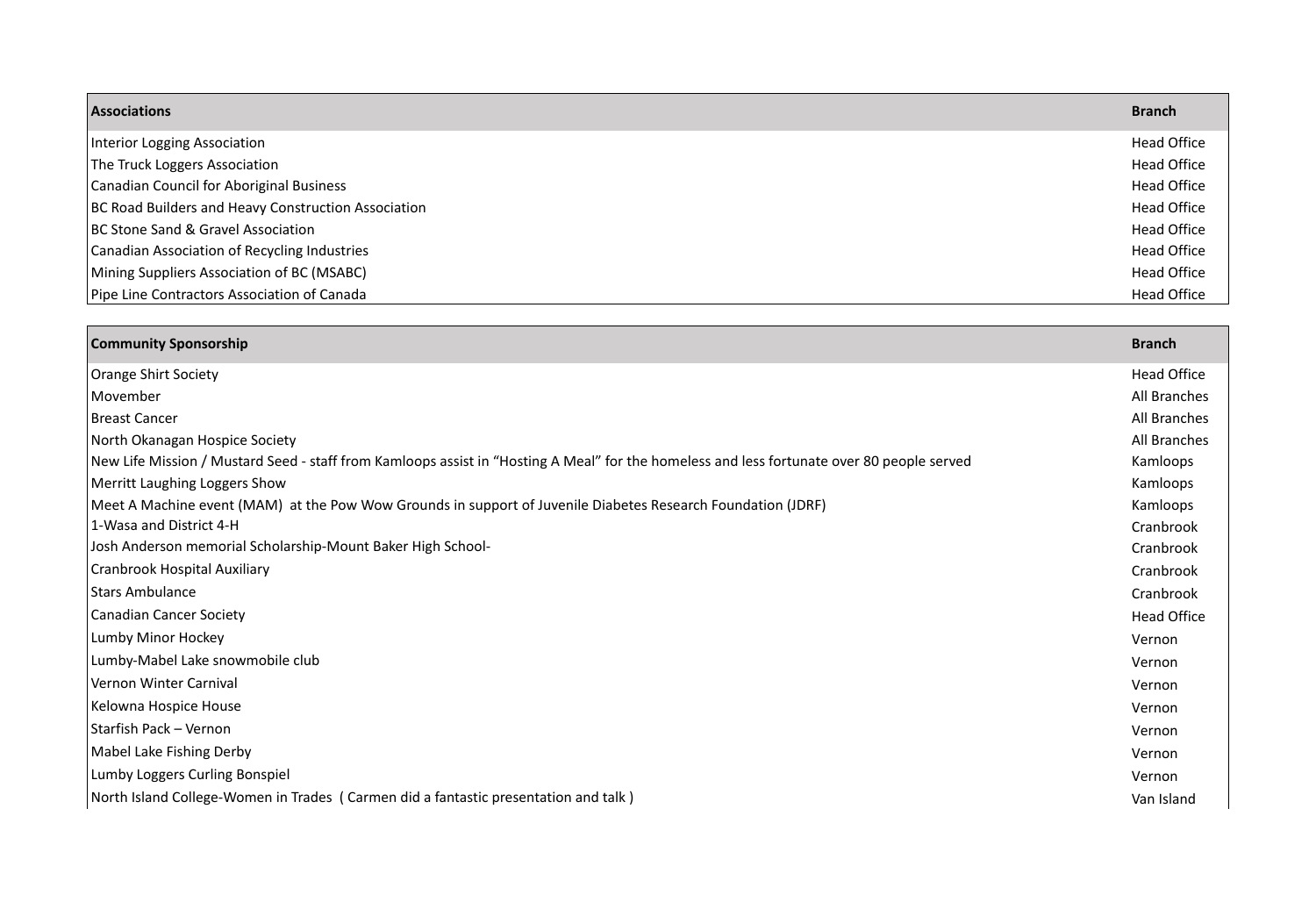| Associations | Branch |
|---|---|
| Interior Logging Association | Head Office |
| The Truck Loggers Association | Head Office |
| Canadian Council for Aboriginal Business | Head Office |
| BC Road Builders and Heavy Construction Association | Head Office |
| BC Stone Sand & Gravel Association | Head Office |
| Canadian Association of Recycling Industries | Head Office |
| Mining Suppliers Association of BC (MSABC) | Head Office |
| Pipe Line Contractors Association of Canada | Head Office |

| Community Sponsorship | Branch |
|---|---|
| Orange Shirt Society | Head Office |
| Movember | All Branches |
| Breast Cancer | All Branches |
| North Okanagan Hospice Society | All Branches |
| New Life Mission / Mustard Seed - staff from Kamloops assist in "Hosting A Meal" for the homeless and less fortunate over 80 people served | Kamloops |
| Merritt Laughing Loggers Show | Kamloops |
| Meet A Machine event (MAM) at the Pow Wow Grounds in support of Juvenile Diabetes Research Foundation (JDRF) | Kamloops |
| 1-Wasa and District 4-H | Cranbrook |
| Josh Anderson memorial Scholarship-Mount Baker High School- | Cranbrook |
| Cranbrook Hospital Auxiliary | Cranbrook |
| Stars Ambulance | Cranbrook |
| Canadian Cancer Society | Head Office |
| Lumby Minor Hockey | Vernon |
| Lumby-Mabel Lake snowmobile club | Vernon |
| Vernon Winter Carnival | Vernon |
| Kelowna Hospice House | Vernon |
| Starfish Pack – Vernon | Vernon |
| Mabel Lake Fishing Derby | Vernon |
| Lumby Loggers Curling Bonspiel | Vernon |
| North Island College-Women in Trades ( Carmen did a fantastic presentation and talk ) | Van Island |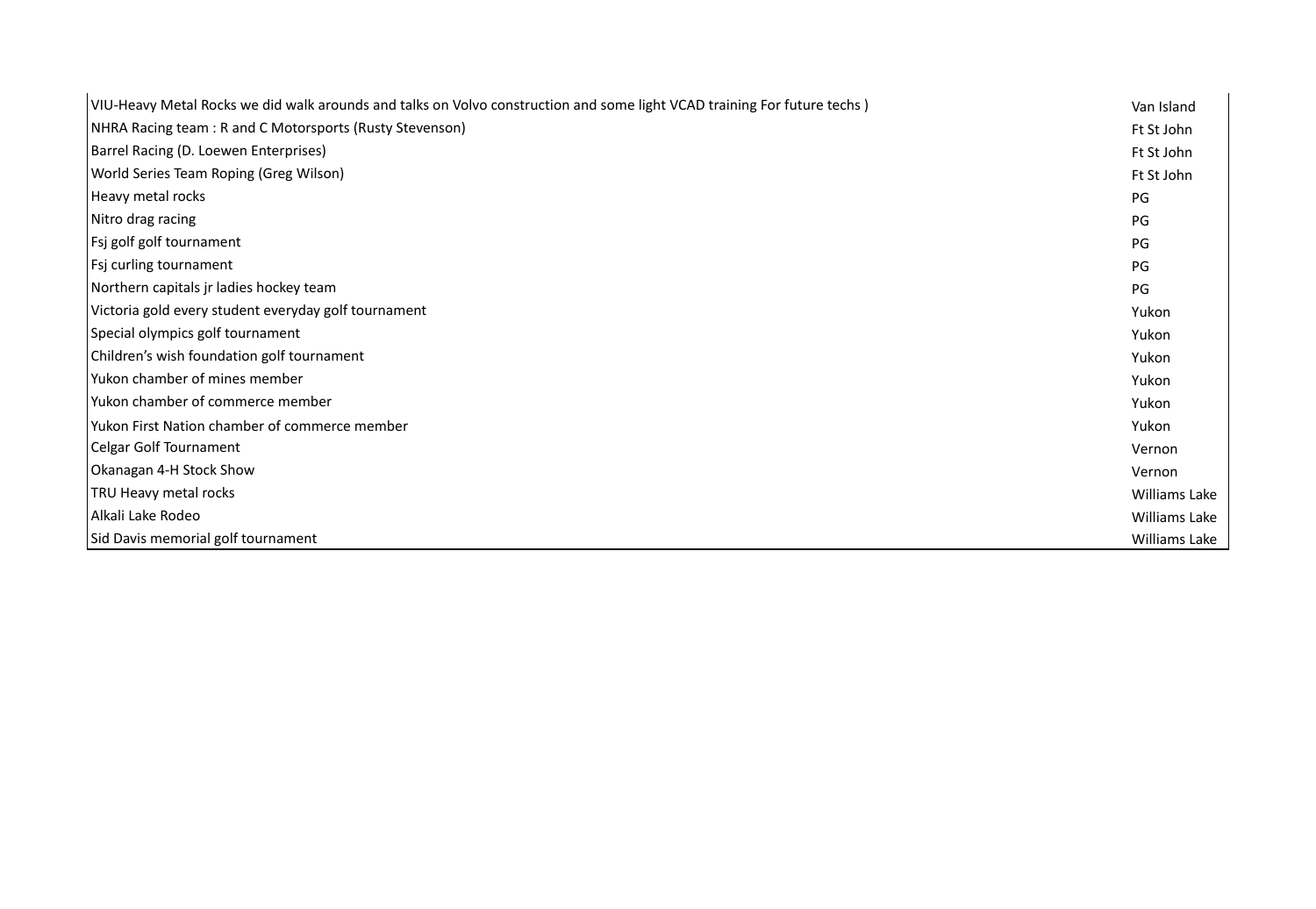| | |
|---|---|
| VIU-Heavy Metal Rocks we did walk arounds and talks on Volvo construction and some light VCAD training For future techs ) | Van Island |
| NHRA Racing team : R and C Motorsports (Rusty Stevenson) | Ft St John |
| Barrel Racing (D. Loewen Enterprises) | Ft St John |
| World Series Team Roping (Greg Wilson) | Ft St John |
| Heavy metal rocks | PG |
| Nitro drag racing | PG |
| Fsj golf golf tournament | PG |
| Fsj curling tournament | PG |
| Northern capitals jr ladies hockey team | PG |
| Victoria gold every student everyday golf tournament | Yukon |
| Special olympics golf tournament | Yukon |
| Children's wish foundation golf tournament | Yukon |
| Yukon chamber of mines member | Yukon |
| Yukon chamber of commerce member | Yukon |
| Yukon First Nation chamber of commerce member | Yukon |
| Celgar Golf Tournament | Vernon |
| Okanagan 4-H Stock Show | Vernon |
| TRU Heavy metal rocks | Williams Lake |
| Alkali Lake Rodeo | Williams Lake |
| Sid Davis memorial golf tournament | Williams Lake |